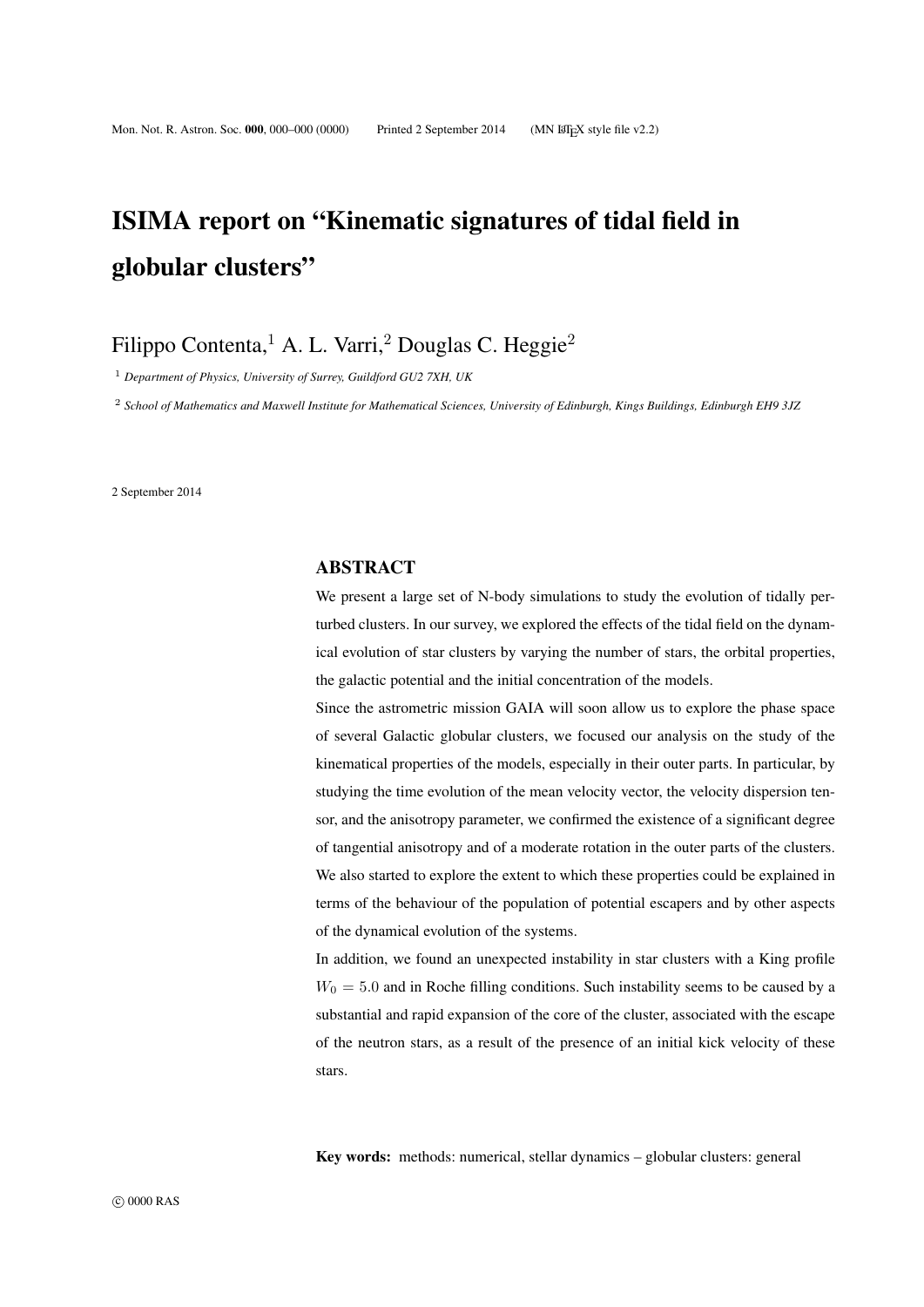# ISIMA report on "Kinematic signatures of tidal field in globular clusters"

Filippo Contenta,[1] A. L. Varri,[2] Douglas C. Heggie[2]

[1] *Department of Physics, University of Surrey, Guildford GU2 7XH, UK*

[2] *School of Mathematics and Maxwell Institute for Mathematical Sciences, University of Edinburgh, Kings Buildings, Edinburgh EH9 3JZ*

2 September 2014

## ABSTRACT

We present a large set of N-body simulations to study the evolution of tidally perturbed clusters. In our survey, we explored the effects of the tidal field on the dynamical evolution of star clusters by varying the number of stars, the orbital properties, the galactic potential and the initial concentration of the models.

Since the astrometric mission GAIA will soon allow us to explore the phase space of several Galactic globular clusters, we focused our analysis on the study of the kinematical properties of the models, especially in their outer parts. In particular, by studying the time evolution of the mean velocity vector, the velocity dispersion tensor, and the anisotropy parameter, we confirmed the existence of a significant degree of tangential anisotropy and of a moderate rotation in the outer parts of the clusters. We also started to explore the extent to which these properties could be explained in terms of the behaviour of the population of potential escapers and by other aspects of the dynamical evolution of the systems.

In addition, we found an unexpected instability in star clusters with a King profile $W_0 = 5.0$ and in Roche filling conditions. Such instability seems to be caused by a substantial and rapid expansion of the core of the cluster, associated with the escape of the neutron stars, as a result of the presence of an initial kick velocity of these stars.

**Key words:** methods: numerical, stellar dynamics – globular clusters: general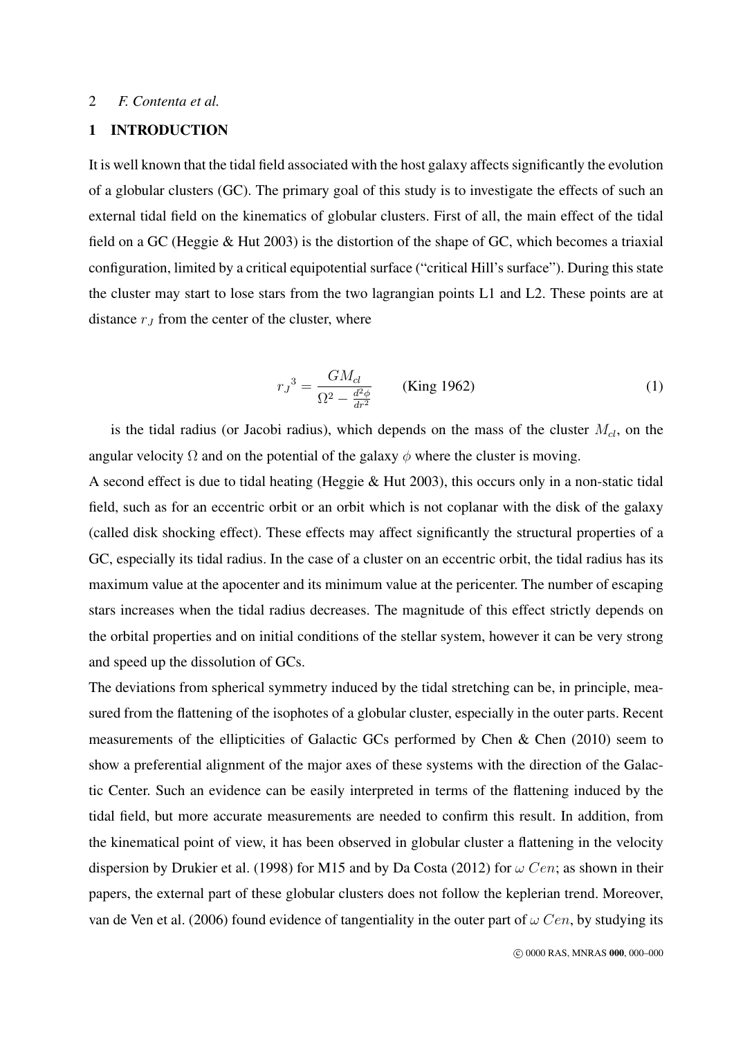## 1 INTRODUCTION

It is well known that the tidal field associated with the host galaxy affects significantly the evolution of a globular clusters (GC). The primary goal of this study is to investigate the effects of such an external tidal field on the kinematics of globular clusters. First of all, the main effect of the tidal field on a GC (Heggie & Hut 2003) is the distortion of the shape of GC, which becomes a triaxial configuration, limited by a critical equipotential surface ("critical Hill's surface"). During this state the cluster may start to lose stars from the two lagrangian points L1 and L2. These points are at distance $r_J$ from the center of the cluster, where

$$
{r_J}^3 = \frac{GM_{cl}}{\Omega^2 - \frac{d^2\phi}{dr^2}} \qquad \text{(King 1962)} \tag{1}
$$

is the tidal radius (or Jacobi radius), which depends on the mass of the cluster $M_{cl}$, on the angular velocity $\Omega$ and on the potential of the galaxy $\phi$ where the cluster is moving.

A second effect is due to tidal heating (Heggie & Hut 2003), this occurs only in a non-static tidal field, such as for an eccentric orbit or an orbit which is not coplanar with the disk of the galaxy (called disk shocking effect). These effects may affect significantly the structural properties of a GC, especially its tidal radius. In the case of a cluster on an eccentric orbit, the tidal radius has its maximum value at the apocenter and its minimum value at the pericenter. The number of escaping stars increases when the tidal radius decreases. The magnitude of this effect strictly depends on the orbital properties and on initial conditions of the stellar system, however it can be very strong and speed up the dissolution of GCs.

The deviations from spherical symmetry induced by the tidal stretching can be, in principle, measured from the flattening of the isophotes of a globular cluster, especially in the outer parts. Recent measurements of the ellipticities of Galactic GCs performed by Chen & Chen (2010) seem to show a preferential alignment of the major axes of these systems with the direction of the Galactic Center. Such an evidence can be easily interpreted in terms of the flattening induced by the tidal field, but more accurate measurements are needed to confirm this result. In addition, from the kinematical point of view, it has been observed in globular cluster a flattening in the velocity dispersion by Drukier et al. (1998) for M15 and by Da Costa (2012) for $\omega\ Cen$; as shown in their papers, the external part of these globular clusters does not follow the keplerian trend. Moreover, van de Ven et al. (2006) found evidence of tangentiality in the outer part of $\omega\ Cen$, by studying its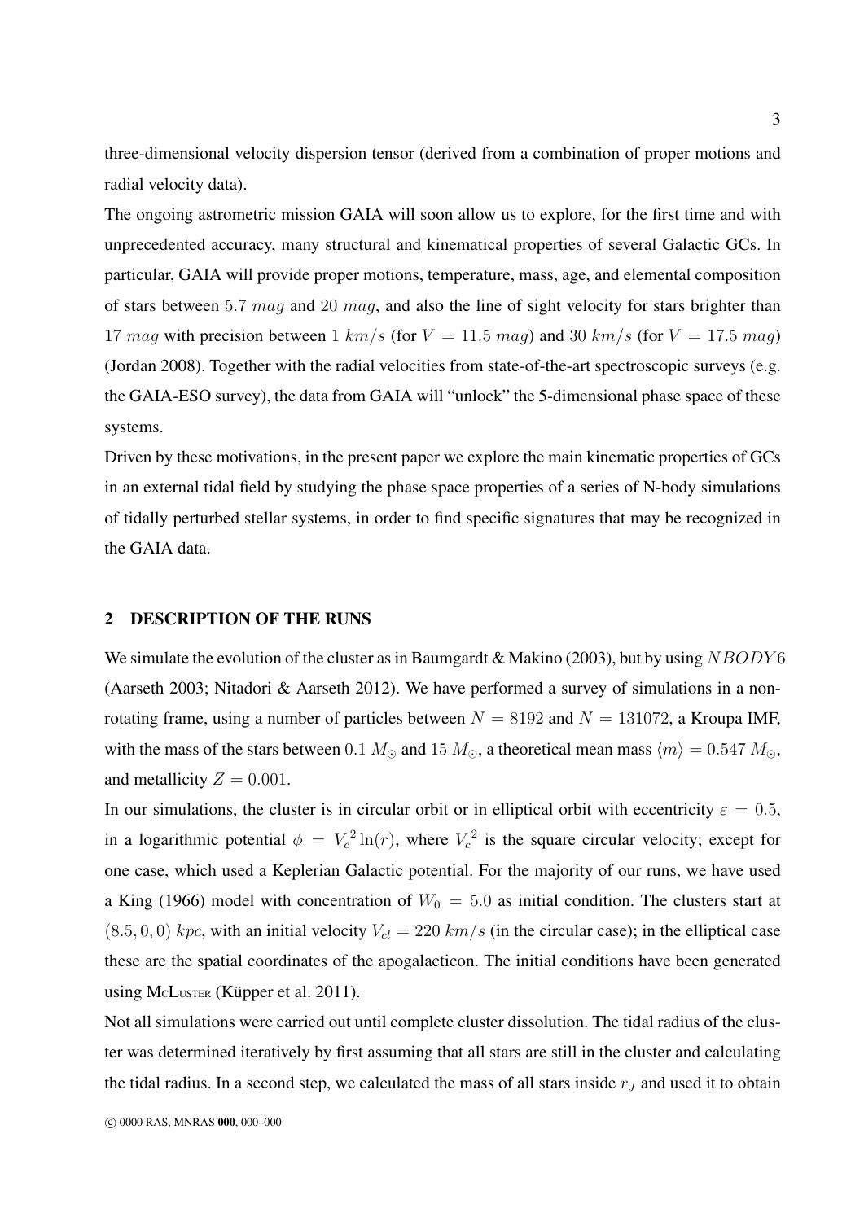three-dimensional velocity dispersion tensor (derived from a combination of proper motions and radial velocity data).

The ongoing astrometric mission GAIA will soon allow us to explore, for the first time and with unprecedented accuracy, many structural and kinematical properties of several Galactic GCs. In particular, GAIA will provide proper motions, temperature, mass, age, and elemental composition of stars between $5.7\ mag$ and $20\ mag$, and also the line of sight velocity for stars brighter than $17\ mag$ with precision between $1\ km/s$ (for $V = 11.5\ mag$) and $30\ km/s$ (for $V = 17.5\ mag$) (Jordan 2008). Together with the radial velocities from state-of-the-art spectroscopic surveys (e.g. the GAIA-ESO survey), the data from GAIA will "unlock" the 5-dimensional phase space of these systems.

Driven by these motivations, in the present paper we explore the main kinematic properties of GCs in an external tidal field by studying the phase space properties of a series of N-body simulations of tidally perturbed stellar systems, in order to find specific signatures that may be recognized in the GAIA data.

## 2 DESCRIPTION OF THE RUNS

We simulate the evolution of the cluster as in Baumgardt & Makino (2003), but by using $NBODY6$ (Aarseth 2003; Nitadori & Aarseth 2012). We have performed a survey of simulations in a non-rotating frame, using a number of particles between $N = 8192$ and $N = 131072$, a Kroupa IMF, with the mass of the stars between $0.1\ M_{\odot}$ and $15\ M_{\odot}$, a theoretical mean mass $\langle m \rangle = 0.547\ M_{\odot}$, and metallicity $Z = 0.001$.

In our simulations, the cluster is in circular orbit or in elliptical orbit with eccentricity $\varepsilon = 0.5$, in a logarithmic potential $\phi = {V_c}^2 \ln(r)$, where ${V_c}^2$ is the square circular velocity; except for one case, which used a Keplerian Galactic potential. For the majority of our runs, we have used a King (1966) model with concentration of $W_0 = 5.0$ as initial condition. The clusters start at $(8.5, 0, 0)\ kpc$, with an initial velocity $V_{cl} = 220\ km/s$ (in the circular case); in the elliptical case these are the spatial coordinates of the apogalacticon. The initial conditions have been generated using McLuster (Küpper et al. 2011).

Not all simulations were carried out until complete cluster dissolution. The tidal radius of the cluster was determined iteratively by first assuming that all stars are still in the cluster and calculating the tidal radius. In a second step, we calculated the mass of all stars inside $r_J$ and used it to obtain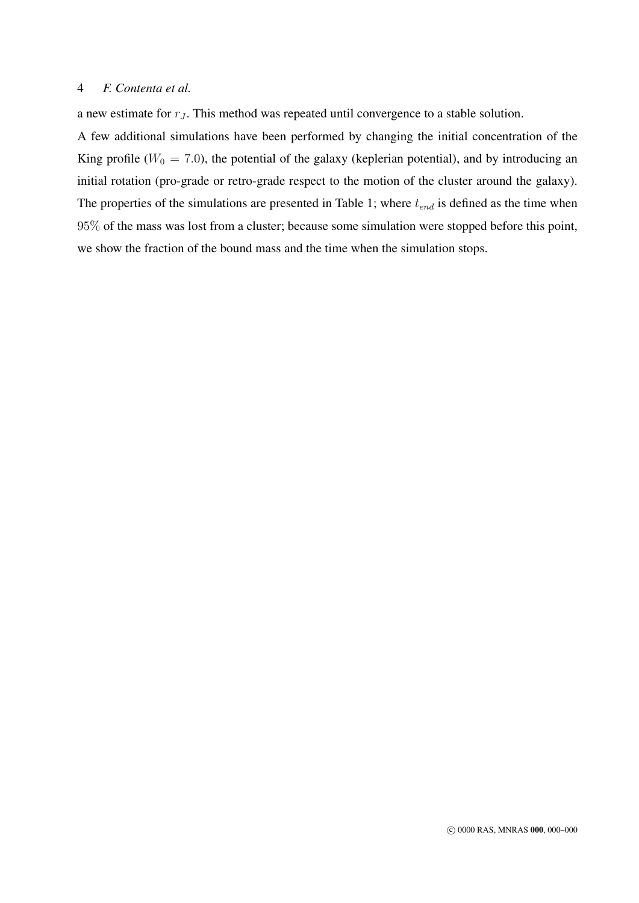a new estimate for $r_J$. This method was repeated until convergence to a stable solution.

A few additional simulations have been performed by changing the initial concentration of the King profile ($W_0 = 7.0$), the potential of the galaxy (keplerian potential), and by introducing an initial rotation (pro-grade or retro-grade respect to the motion of the cluster around the galaxy). The properties of the simulations are presented in Table 1; where $t_{end}$ is defined as the time when $95\%$ of the mass was lost from a cluster; because some simulation were stopped before this point, we show the fraction of the bound mass and the time when the simulation stops.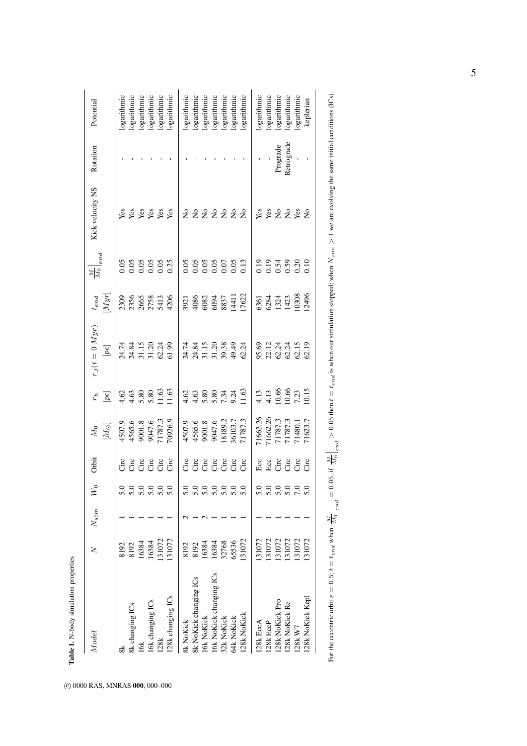**Table 1.** N-body simulation properties

| $Model$ | $N$ | $N_{sim}$ | $W_0$ | Orbit | $M_0$ $[M_\odot]$ | $r_h$ $[pc]$ | $r_J(t=0\ Myr)$ $[pc]$ | $t_{end}$ $[Myr]$ | $\frac{M}{M_0}\Big\|_{end}$ | Kick velocity NS | Rotation | Potential |
|---|---|---|---|---|---|---|---|---|---|---|---|---|
| 8k | 8192 | 1 | 5.0 | Circ | 4507.9 | 4.62 | 24.74 | 2309 | 0.05 | Yes | - | logarithmic |
| 8k changing ICs | 8192 | 1 | 5.0 | Circ | 4565.6 | 4.63 | 24.84 | 2356 | 0.05 | Yes | - | logarithmic |
| 16k | 16384 | 1 | 5.0 | Circ | 9001.8 | 5.80 | 31.15 | 2665 | 0.05 | Yes | - | logarithmic |
| 16k changing ICs | 16384 | 1 | 5.0 | Circ | 9047.6 | 5.80 | 31.20 | 2758 | 0.05 | Yes | - | logarithmic |
| 128k | 131072 | 1 | 5.0 | Circ | 71787.3 | 11.63 | 62.24 | 5413 | 0.05 | Yes | - | logarithmic |
| 128k changing ICs | 131072 | 1 | 5.0 | Circ | 70926.9 | 11.63 | 61.99 | 4206 | 0.25 | Yes | - | logarithmic |
| 8k NoKick | 8192 | 2 | 5.0 | Circ | 4507.9 | 4.62 | 24.74 | 3921 | 0.05 | No | - | logarithmic |
| 8k NoKick changing ICs | 8192 | 1 | 5.0 | Circ | 4565.6 | 4.63 | 24.84 | 4086 | 0.05 | No | - | logarithmic |
| 16k NoKick | 16384 | 2 | 5.0 | Circ | 9001.8 | 5.80 | 31.15 | 6082 | 0.05 | No | - | logarithmic |
| 16k NoKick changing ICs | 16384 | 1 | 5.0 | Circ | 9047.6 | 5.80 | 31.20 | 6094 | 0.05 | No | - | logarithmic |
| 32k NoKick | 32768 | 1 | 5.0 | Circ | 18189.2 | 7.34 | 39.38 | 8837 | 0.07 | No | - | logarithmic |
| 64k NoKick | 65536 | 1 | 5.0 | Circ | 36103.7 | 9.24 | 49.49 | 14411 | 0.05 | No | - | logarithmic |
| 128k NoKick | 131072 | 1 | 5.0 | Circ | 71787.3 | 11.63 | 62.24 | 17622 | 0.13 | No | - | logarithmic |
| 128k EccA | 131072 | 1 | 5.0 | Ecc | 71662.26 | 4.13 | 95.69 | 6361 | 0.19 | Yes | - | logarithmic |
| 128k EccP | 131072 | 1 | 5.0 | Ecc | 71662.26 | 4.13 | 22.12 | 6284 | 0.19 | Yes | - | logarithmic |
| 128k NoKick Pro | 131072 | 1 | 5.0 | Circ | 71787.3 | 10.66 | 62.24 | 1324 | 0.54 | No | Prograde | logarithmic |
| 128k NoKick Re | 131072 | 1 | 5.0 | Circ | 71787.3 | 10.66 | 62.24 | 1423 | 0.59 | No | Retrograde | logarithmic |
| 128k W7 | 131072 | 1 | 7.0 | Circ | 71480.1 | 7.23 | 62.15 | 10308 | 0.20 | Yes | - | logarithmic |
| 128k NoKick Kepl | 131072 | 1 | 5.0 | Circ | 71623.7 | 10.15 | 62.19 | 12496 | 0.10 | No | - | keplerian |

For the eccentric orbit $\varepsilon = 0.5$; $t = t_{end}$ when $\frac{M}{M_0}\Big|_{end} = 0.05$, if $\frac{M}{M_0}\Big|_{end} > 0.05$ then $t = t_{end}$ is when our simulation stopped; when $N_{sim} > 1$ we are evolving the same initial conditions (ICs).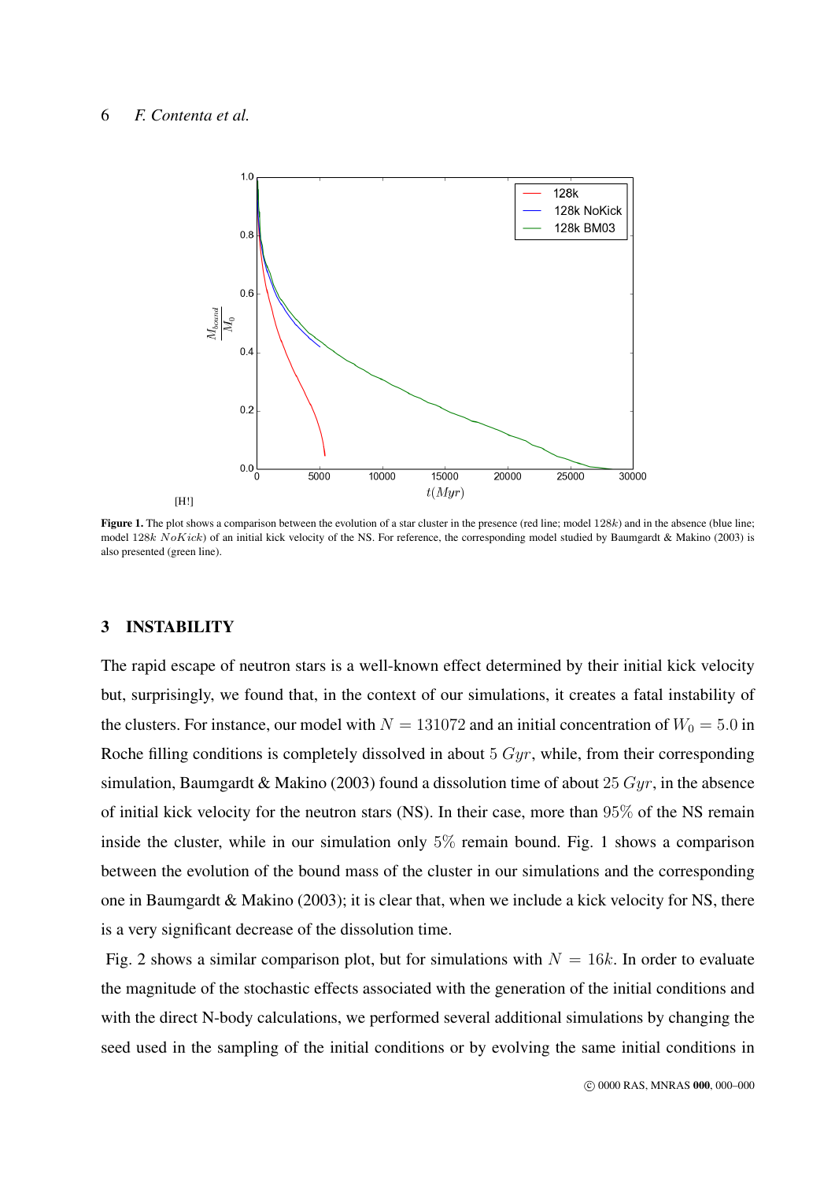[H!]

**Figure 1.** The plot shows a comparison between the evolution of a star cluster in the presence (red line; model $128k$) and in the absence (blue line; model $128k$ $NoKick$) of an initial kick velocity of the NS. For reference, the corresponding model studied by Baumgardt & Makino (2003) is also presented (green line).

## 3 INSTABILITY

The rapid escape of neutron stars is a well-known effect determined by their initial kick velocity but, surprisingly, we found that, in the context of our simulations, it creates a fatal instability of the clusters. For instance, our model with $N = 131072$ and an initial concentration of $W_0 = 5.0$ in Roche filling conditions is completely dissolved in about $5\ Gyr$, while, from their corresponding simulation, Baumgardt & Makino (2003) found a dissolution time of about $25\ Gyr$, in the absence of initial kick velocity for the neutron stars (NS). In their case, more than $95\%$ of the NS remain inside the cluster, while in our simulation only $5\%$ remain bound. Fig. 1 shows a comparison between the evolution of the bound mass of the cluster in our simulations and the corresponding one in Baumgardt & Makino (2003); it is clear that, when we include a kick velocity for NS, there is a very significant decrease of the dissolution time.

Fig. 2 shows a similar comparison plot, but for simulations with $N = 16k$. In order to evaluate the magnitude of the stochastic effects associated with the generation of the initial conditions and with the direct N-body calculations, we performed several additional simulations by changing the seed used in the sampling of the initial conditions or by evolving the same initial conditions in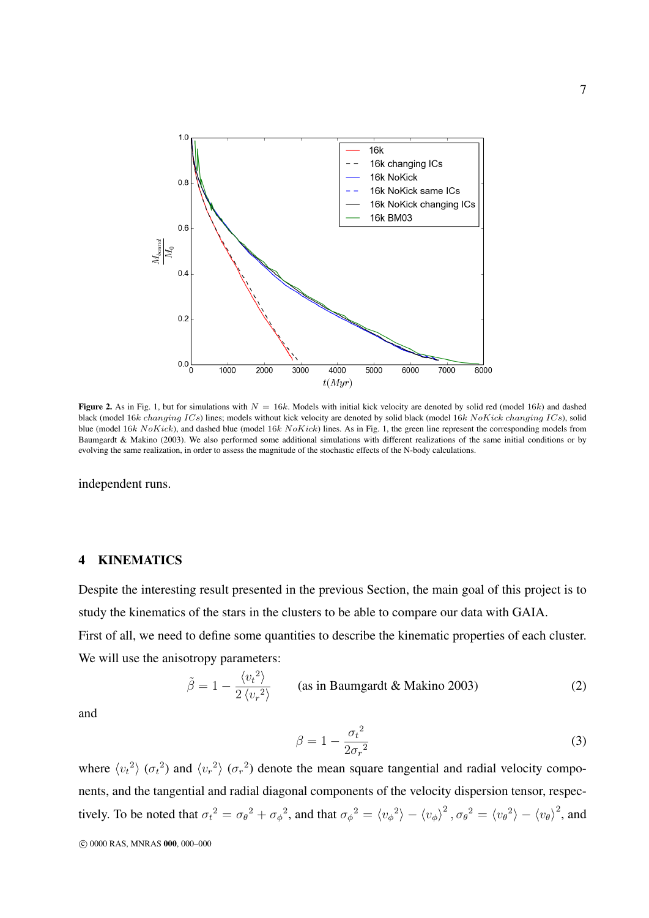**Figure 2.** As in Fig. 1, but for simulations with $N = 16k$. Models with initial kick velocity are denoted by solid red (model $16k$) and dashed black (model $16k$ $changing$ $ICs$) lines; models without kick velocity are denoted by solid black (model $16k$ $NoKick$ $changing$ $ICs$), solid blue (model $16k$ $NoKick$), and dashed blue (model $16k$ $NoKick$) lines. As in Fig. 1, the green line represent the corresponding models from Baumgardt & Makino (2003). We also performed some additional simulations with different realizations of the same initial conditions or by evolving the same realization, in order to assess the magnitude of the stochastic effects of the N-body calculations.

independent runs.

## 4 KINEMATICS

Despite the interesting result presented in the previous Section, the main goal of this project is to study the kinematics of the stars in the clusters to be able to compare our data with GAIA.

First of all, we need to define some quantities to describe the kinematic properties of each cluster. We will use the anisotropy parameters:

$$\tilde{\beta} = 1 - \frac{\langle {v_t}^2 \rangle}{2 \langle {v_r}^2 \rangle} \qquad \text{(as in Baumgardt \& Makino 2003)} \tag{2}$$

and

$$\beta = 1 - \frac{{\sigma_t}^2}{2{\sigma_r}^2} \tag{3}$$

where $\langle {v_t}^2 \rangle$ (${\sigma_t}^2$) and $\langle {v_r}^2 \rangle$ (${\sigma_r}^2$) denote the mean square tangential and radial velocity components, and the tangential and radial diagonal components of the velocity dispersion tensor, respectively. To be noted that ${\sigma_t}^2 = {\sigma_\theta}^2 + {\sigma_\phi}^2$, and that ${\sigma_\phi}^2 = \langle {v_\phi}^2 \rangle - \langle v_\phi \rangle^2, {\sigma_\theta}^2 = \langle {v_\theta}^2 \rangle - \langle v_\theta \rangle^2$, and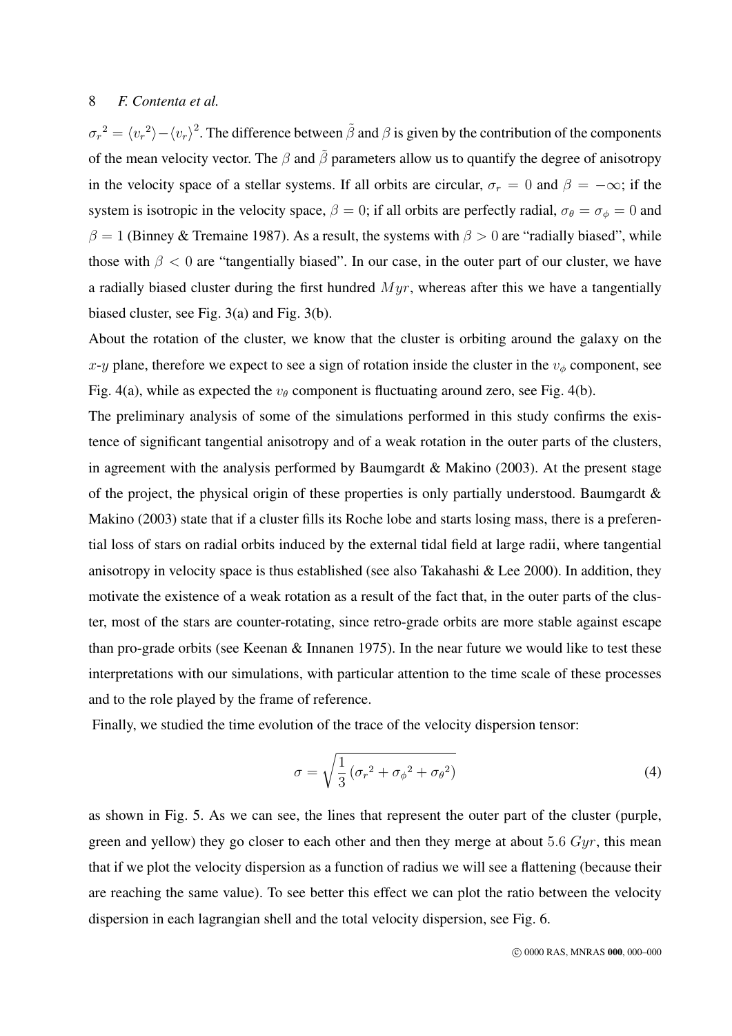${\sigma_r}^2 = \langle {v_r}^2 \rangle - \langle v_r \rangle^2$. The difference between $\tilde{\beta}$ and $\beta$ is given by the contribution of the components of the mean velocity vector. The $\beta$ and $\tilde{\beta}$ parameters allow us to quantify the degree of anisotropy in the velocity space of a stellar systems. If all orbits are circular, $\sigma_r = 0$ and $\beta = -\infty$; if the system is isotropic in the velocity space, $\beta = 0$; if all orbits are perfectly radial, $\sigma_\theta = \sigma_\phi = 0$ and $\beta = 1$ (Binney & Tremaine 1987). As a result, the systems with $\beta > 0$ are "radially biased", while those with $\beta < 0$ are "tangentially biased". In our case, in the outer part of our cluster, we have a radially biased cluster during the first hundred $Myr$, whereas after this we have a tangentially biased cluster, see Fig. 3(a) and Fig. 3(b).

About the rotation of the cluster, we know that the cluster is orbiting around the galaxy on the $x$-$y$ plane, therefore we expect to see a sign of rotation inside the cluster in the $v_\phi$ component, see Fig. 4(a), while as expected the $v_\theta$ component is fluctuating around zero, see Fig. 4(b).

The preliminary analysis of some of the simulations performed in this study confirms the existence of significant tangential anisotropy and of a weak rotation in the outer parts of the clusters, in agreement with the analysis performed by Baumgardt & Makino (2003). At the present stage of the project, the physical origin of these properties is only partially understood. Baumgardt & Makino (2003) state that if a cluster fills its Roche lobe and starts losing mass, there is a preferential loss of stars on radial orbits induced by the external tidal field at large radii, where tangential anisotropy in velocity space is thus established (see also Takahashi & Lee 2000). In addition, they motivate the existence of a weak rotation as a result of the fact that, in the outer parts of the cluster, most of the stars are counter-rotating, since retro-grade orbits are more stable against escape than pro-grade orbits (see Keenan & Innanen 1975). In the near future we would like to test these interpretations with our simulations, with particular attention to the time scale of these processes and to the role played by the frame of reference.

Finally, we studied the time evolution of the trace of the velocity dispersion tensor:

$$\sigma = \sqrt{\frac{1}{3}\left({\sigma_r}^2 + {\sigma_\phi}^2 + {\sigma_\theta}^2\right)} \tag{4}$$

as shown in Fig. 5. As we can see, the lines that represent the outer part of the cluster (purple, green and yellow) they go closer to each other and then they merge at about $5.6\ Gyr$, this mean that if we plot the velocity dispersion as a function of radius we will see a flattening (because their are reaching the same value). To see better this effect we can plot the ratio between the velocity dispersion in each lagrangian shell and the total velocity dispersion, see Fig. 6.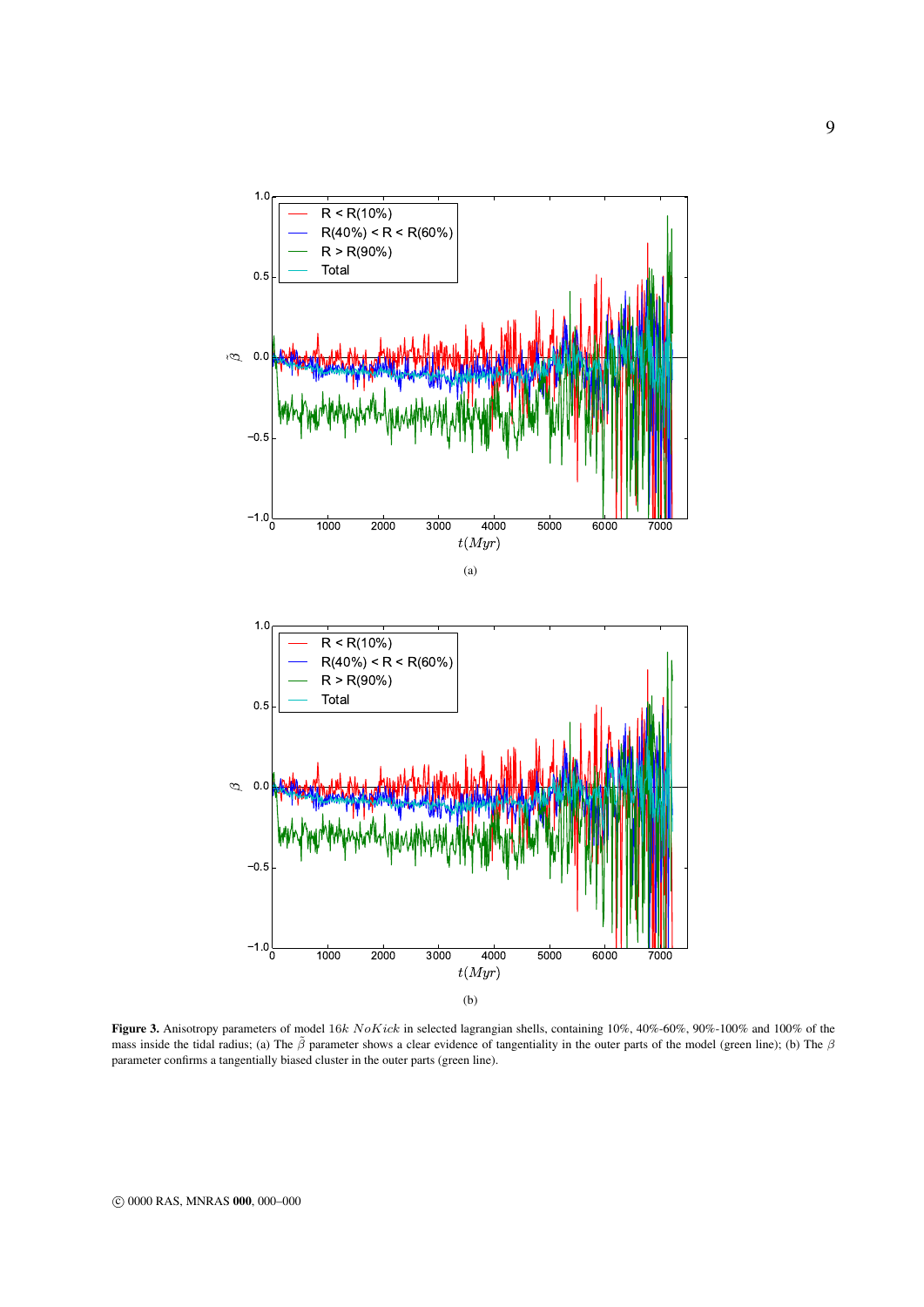(a)

(b)

**Figure 3.** Anisotropy parameters of model $16k$ $NoKick$ in selected lagrangian shells, containing 10%, 40%-60%, 90%-100% and 100% of the mass inside the tidal radius; (a) The $\tilde{\beta}$ parameter shows a clear evidence of tangentiality in the outer parts of the model (green line); (b) The $\beta$ parameter confirms a tangentially biased cluster in the outer parts (green line).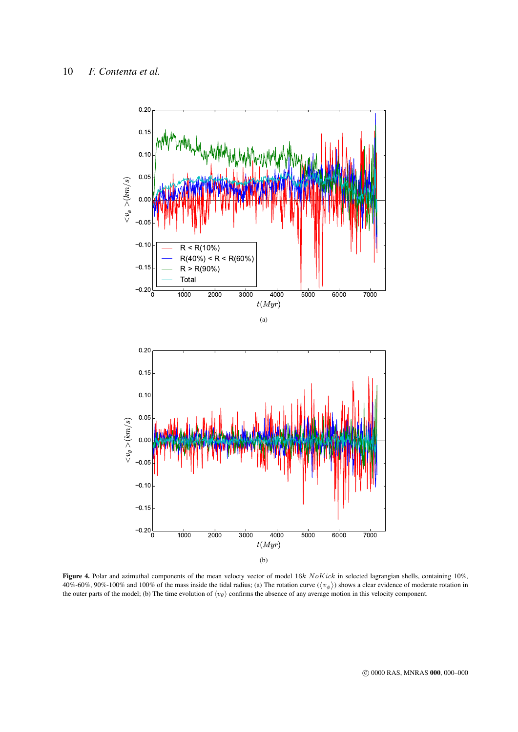(a)

(b)

**Figure 4.** Polar and azimuthal components of the mean velocty vector of model $16k$ $NoKick$ in selected lagrangian shells, containing 10%, 40%-60%, 90%-100% and 100% of the mass inside the tidal radius; (a) The rotation curve ($\langle v_\phi \rangle$) shows a clear evidence of moderate rotation in the outer parts of the model; (b) The time evolution of $\langle v_\theta \rangle$ confirms the absence of any average motion in this velocity component.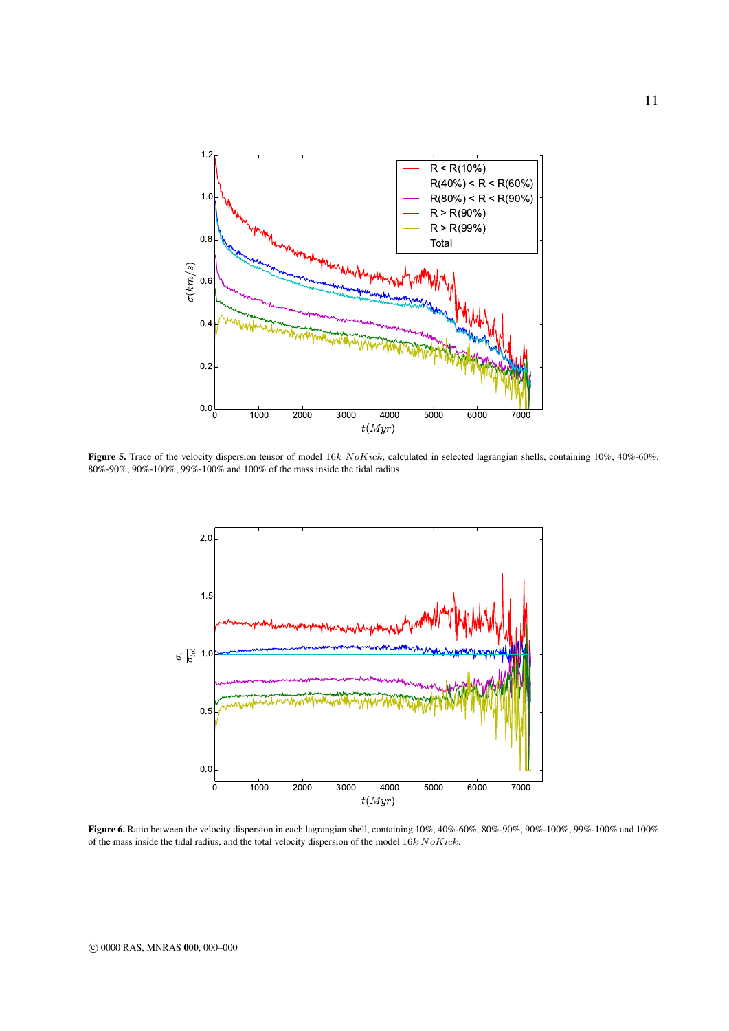**Figure 5.** Trace of the velocity dispersion tensor of model $16k$ $NoKick$, calculated in selected lagrangian shells, containing 10%, 40%-60%, 80%-90%, 90%-100%, 99%-100% and 100% of the mass inside the tidal radius

**Figure 6.** Ratio between the velocity dispersion in each lagrangian shell, containing 10%, 40%-60%, 80%-90%, 90%-100%, 99%-100% and 100% of the mass inside the tidal radius, and the total velocity dispersion of the model $16k$ $NoKick$.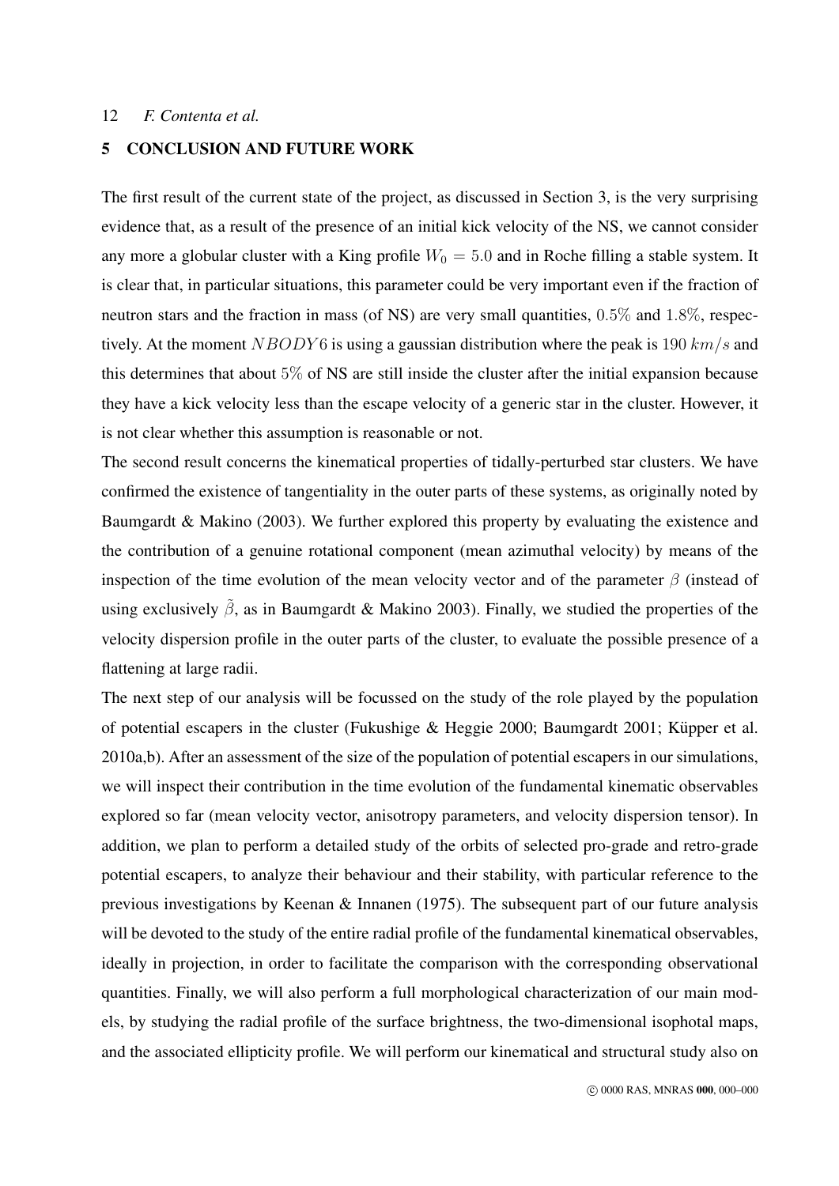## 5 CONCLUSION AND FUTURE WORK

The first result of the current state of the project, as discussed in Section 3, is the very surprising evidence that, as a result of the presence of an initial kick velocity of the NS, we cannot consider any more a globular cluster with a King profile $W_0 = 5.0$ and in Roche filling a stable system. It is clear that, in particular situations, this parameter could be very important even if the fraction of neutron stars and the fraction in mass (of NS) are very small quantities, $0.5\%$ and $1.8\%$, respectively. At the moment $NBODY6$ is using a gaussian distribution where the peak is $190\ km/s$ and this determines that about $5\%$ of NS are still inside the cluster after the initial expansion because they have a kick velocity less than the escape velocity of a generic star in the cluster. However, it is not clear whether this assumption is reasonable or not.

The second result concerns the kinematical properties of tidally-perturbed star clusters. We have confirmed the existence of tangentiality in the outer parts of these systems, as originally noted by Baumgardt & Makino (2003). We further explored this property by evaluating the existence and the contribution of a genuine rotational component (mean azimuthal velocity) by means of the inspection of the time evolution of the mean velocity vector and of the parameter $\beta$ (instead of using exclusively $\tilde{\beta}$, as in Baumgardt & Makino 2003). Finally, we studied the properties of the velocity dispersion profile in the outer parts of the cluster, to evaluate the possible presence of a flattening at large radii.

The next step of our analysis will be focussed on the study of the role played by the population of potential escapers in the cluster (Fukushige & Heggie 2000; Baumgardt 2001; Küpper et al. 2010a,b). After an assessment of the size of the population of potential escapers in our simulations, we will inspect their contribution in the time evolution of the fundamental kinematic observables explored so far (mean velocity vector, anisotropy parameters, and velocity dispersion tensor). In addition, we plan to perform a detailed study of the orbits of selected pro-grade and retro-grade potential escapers, to analyze their behaviour and their stability, with particular reference to the previous investigations by Keenan & Innanen (1975). The subsequent part of our future analysis will be devoted to the study of the entire radial profile of the fundamental kinematical observables, ideally in projection, in order to facilitate the comparison with the corresponding observational quantities. Finally, we will also perform a full morphological characterization of our main models, by studying the radial profile of the surface brightness, the two-dimensional isophotal maps, and the associated ellipticity profile. We will perform our kinematical and structural study also on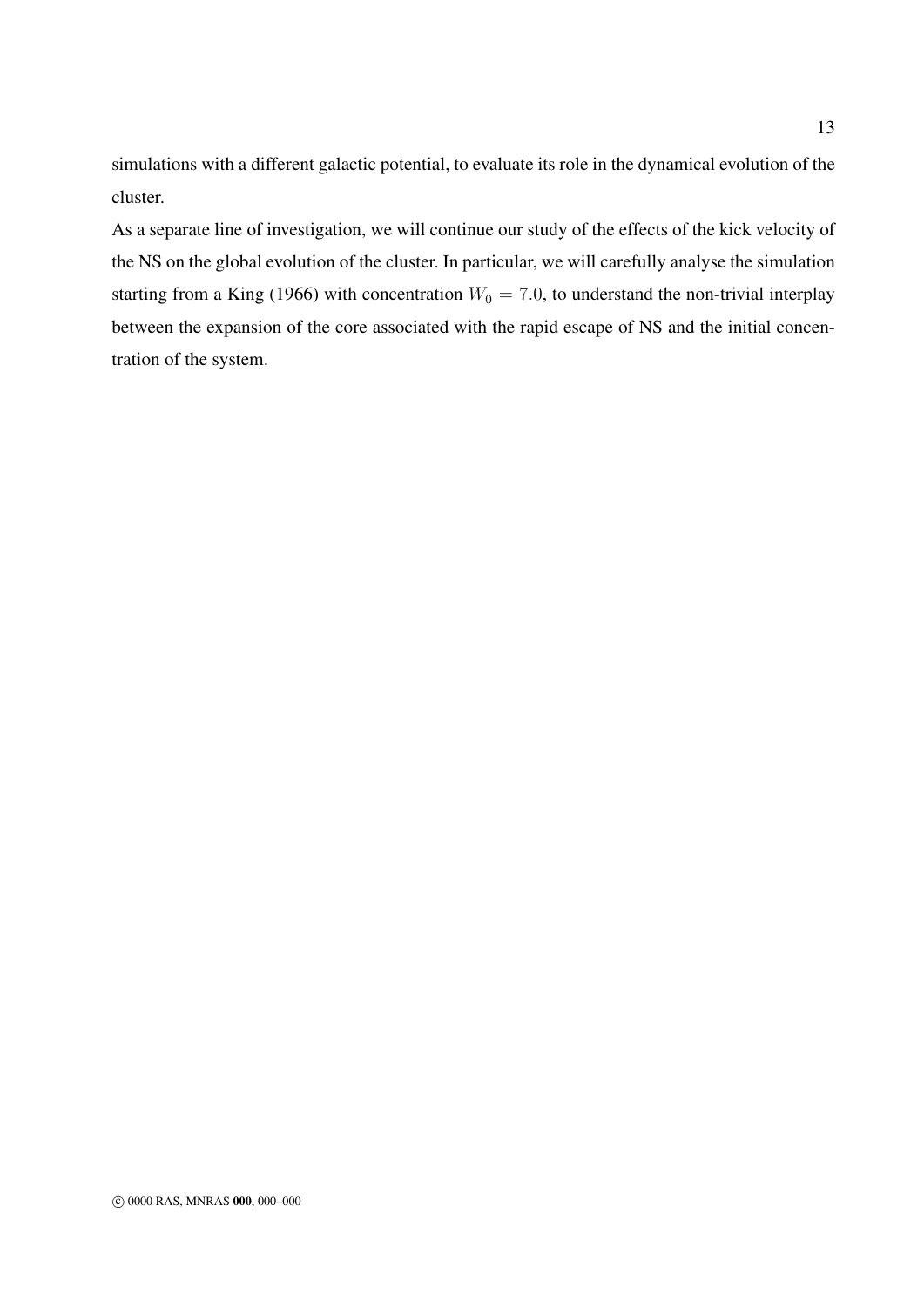simulations with a different galactic potential, to evaluate its role in the dynamical evolution of the cluster.

As a separate line of investigation, we will continue our study of the effects of the kick velocity of the NS on the global evolution of the cluster. In particular, we will carefully analyse the simulation starting from a King (1966) with concentration $W_0 = 7.0$, to understand the non-trivial interplay between the expansion of the core associated with the rapid escape of NS and the initial concentration of the system.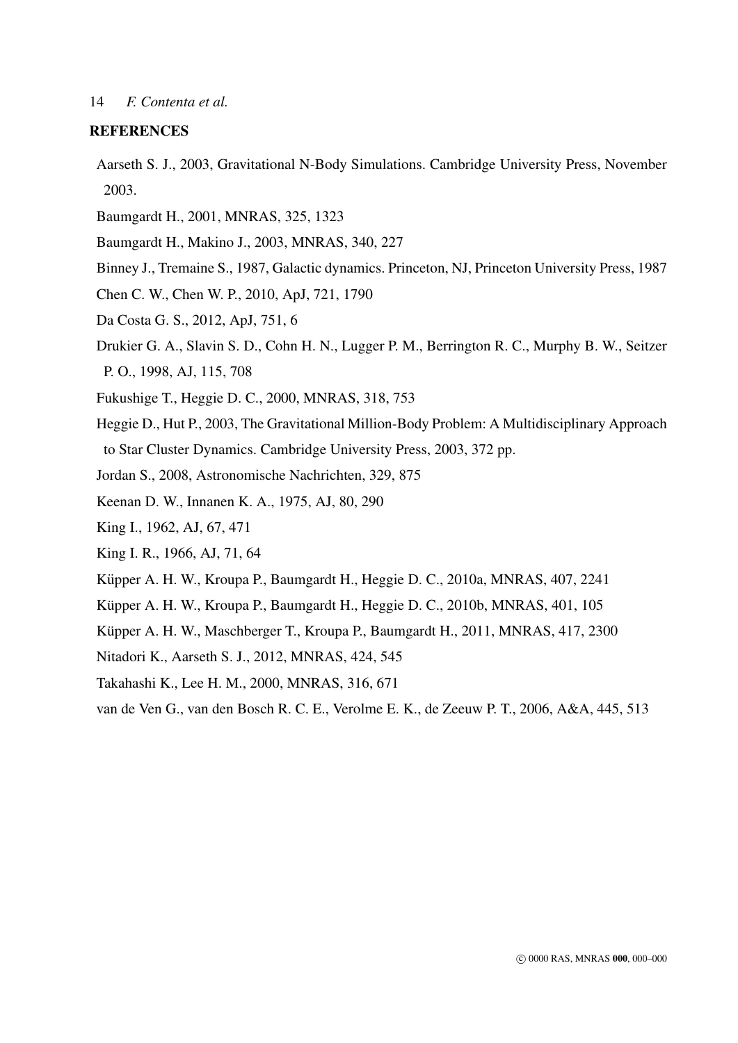## REFERENCES

Aarseth S. J., 2003, Gravitational N-Body Simulations. Cambridge University Press, November 2003.

Baumgardt H., 2001, MNRAS, 325, 1323

Baumgardt H., Makino J., 2003, MNRAS, 340, 227

Binney J., Tremaine S., 1987, Galactic dynamics. Princeton, NJ, Princeton University Press, 1987

Chen C. W., Chen W. P., 2010, ApJ, 721, 1790

Da Costa G. S., 2012, ApJ, 751, 6

Drukier G. A., Slavin S. D., Cohn H. N., Lugger P. M., Berrington R. C., Murphy B. W., Seitzer P. O., 1998, AJ, 115, 708

Fukushige T., Heggie D. C., 2000, MNRAS, 318, 753

Heggie D., Hut P., 2003, The Gravitational Million-Body Problem: A Multidisciplinary Approach to Star Cluster Dynamics. Cambridge University Press, 2003, 372 pp.

Jordan S., 2008, Astronomische Nachrichten, 329, 875

Keenan D. W., Innanen K. A., 1975, AJ, 80, 290

King I., 1962, AJ, 67, 471

King I. R., 1966, AJ, 71, 64

Küpper A. H. W., Kroupa P., Baumgardt H., Heggie D. C., 2010a, MNRAS, 407, 2241

Küpper A. H. W., Kroupa P., Baumgardt H., Heggie D. C., 2010b, MNRAS, 401, 105

Küpper A. H. W., Maschberger T., Kroupa P., Baumgardt H., 2011, MNRAS, 417, 2300

Nitadori K., Aarseth S. J., 2012, MNRAS, 424, 545

Takahashi K., Lee H. M., 2000, MNRAS, 316, 671

van de Ven G., van den Bosch R. C. E., Verolme E. K., de Zeeuw P. T., 2006, A&A, 445, 513